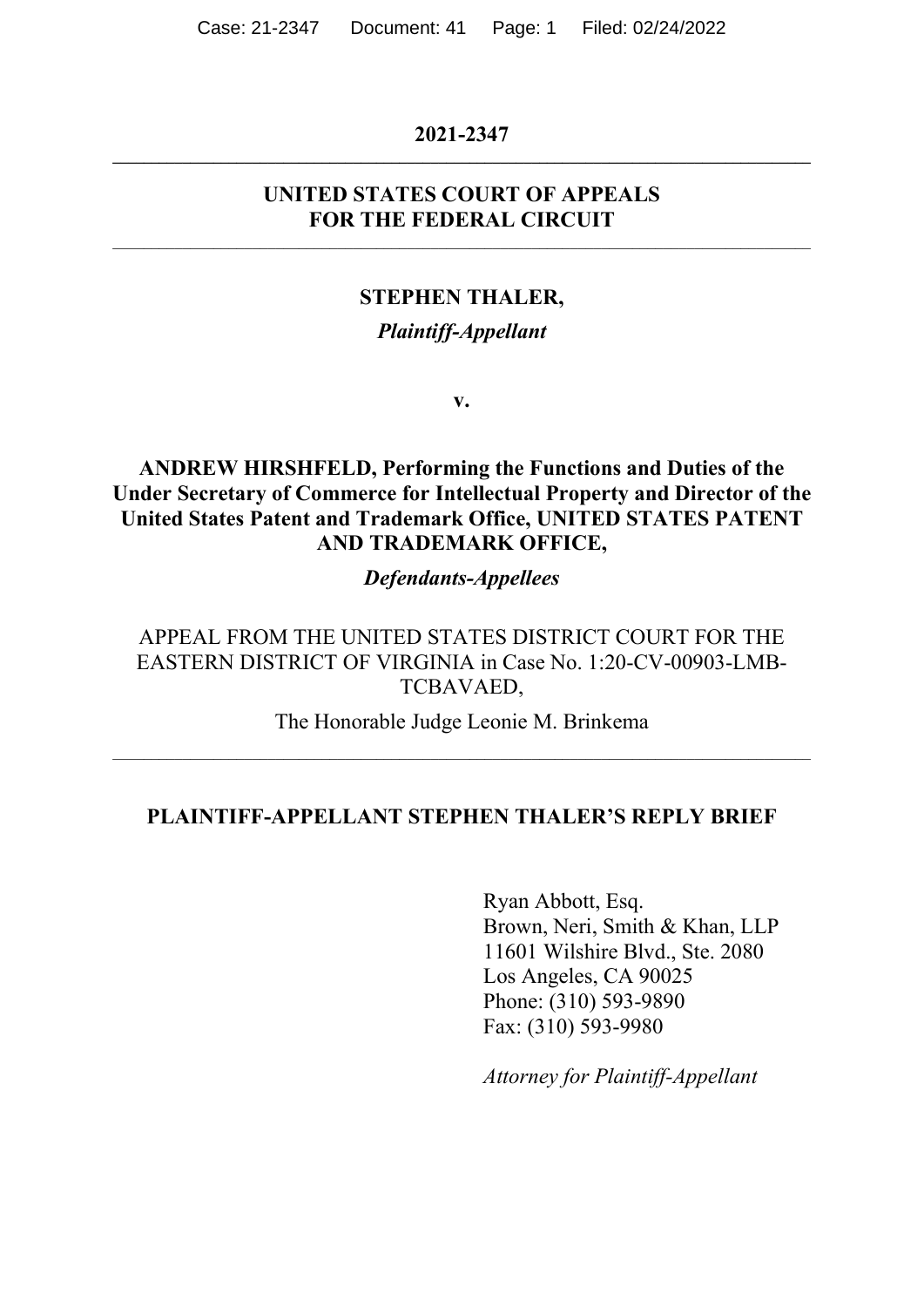**2021-2347**

---

**UNITED STATES COURT OF APPEALS**
**FOR THE FEDERAL CIRCUIT**

---

**STEPHEN THALER,**

***Plaintiff-Appellant***

**v.**

**ANDREW HIRSHFELD, Performing the Functions and Duties of the Under Secretary of Commerce for Intellectual Property and Director of the United States Patent and Trademark Office, UNITED STATES PATENT AND TRADEMARK OFFICE,**

***Defendants-Appellees***

APPEAL FROM THE UNITED STATES DISTRICT COURT FOR THE EASTERN DISTRICT OF VIRGINIA in Case No. 1:20-CV-00903-LMB-TCBAVAED,

The Honorable Judge Leonie M. Brinkema

---

**PLAINTIFF-APPELLANT STEPHEN THALER'S REPLY BRIEF**

Ryan Abbott, Esq.
Brown, Neri, Smith & Khan, LLP
11601 Wilshire Blvd., Ste. 2080
Los Angeles, CA 90025
Phone: (310) 593-9890
Fax: (310) 593-9980

*Attorney for Plaintiff-Appellant*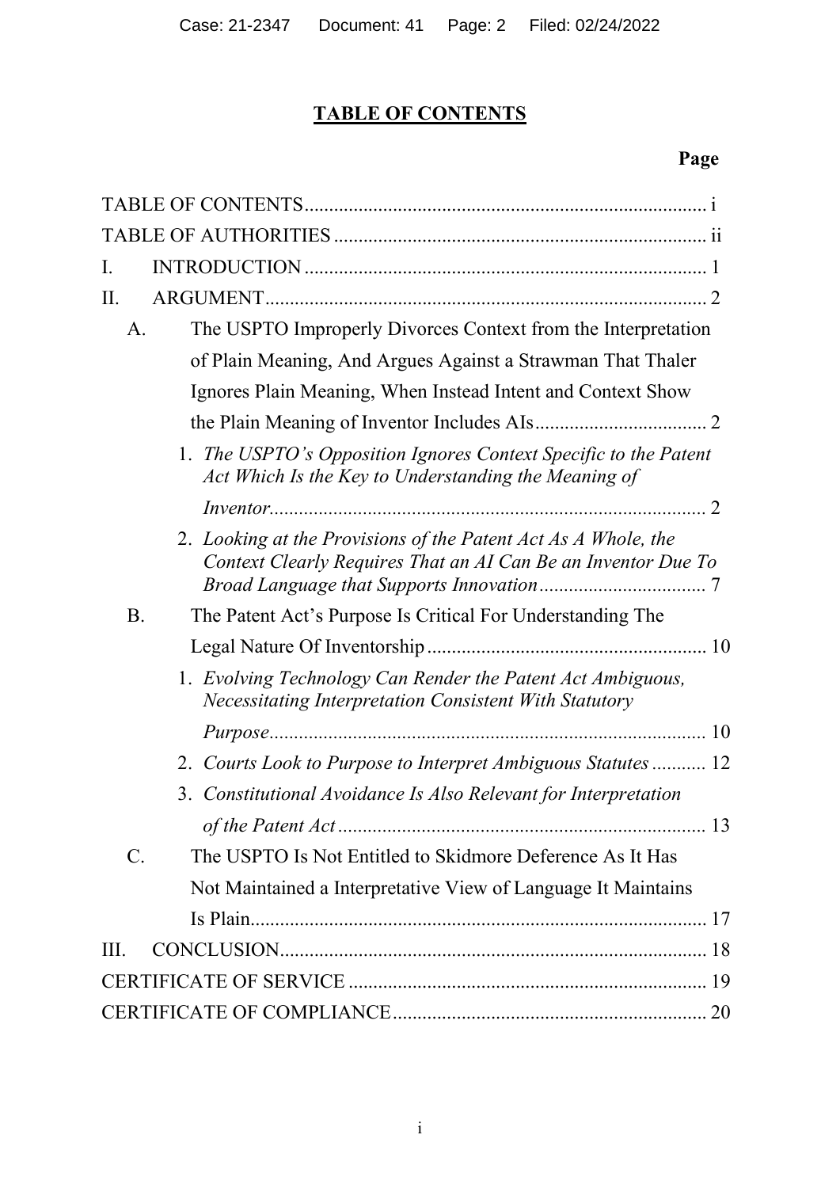# TABLE OF CONTENTS

**Page**

TABLE OF CONTENTS .......... i

TABLE OF AUTHORITIES .......... ii

I. INTRODUCTION .......... 1

II. ARGUMENT .......... 2

A. The USPTO Improperly Divorces Context from the Interpretation of Plain Meaning, And Argues Against a Strawman That Thaler Ignores Plain Meaning, When Instead Intent and Context Show the Plain Meaning of Inventor Includes AIs .......... 2

1. *The USPTO's Opposition Ignores Context Specific to the Patent Act Which Is the Key to Understanding the Meaning of Inventor* .......... 2

2. *Looking at the Provisions of the Patent Act As A Whole, the Context Clearly Requires That an AI Can Be an Inventor Due To Broad Language that Supports Innovation* .......... 7

B. The Patent Act's Purpose Is Critical For Understanding The Legal Nature Of Inventorship .......... 10

1. *Evolving Technology Can Render the Patent Act Ambiguous, Necessitating Interpretation Consistent With Statutory Purpose* .......... 10

2. *Courts Look to Purpose to Interpret Ambiguous Statutes* .......... 12

3. *Constitutional Avoidance Is Also Relevant for Interpretation of the Patent Act* .......... 13

C. The USPTO Is Not Entitled to Skidmore Deference As It Has Not Maintained a Interpretative View of Language It Maintains Is Plain .......... 17

III. CONCLUSION .......... 18

CERTIFICATE OF SERVICE .......... 19

CERTIFICATE OF COMPLIANCE .......... 20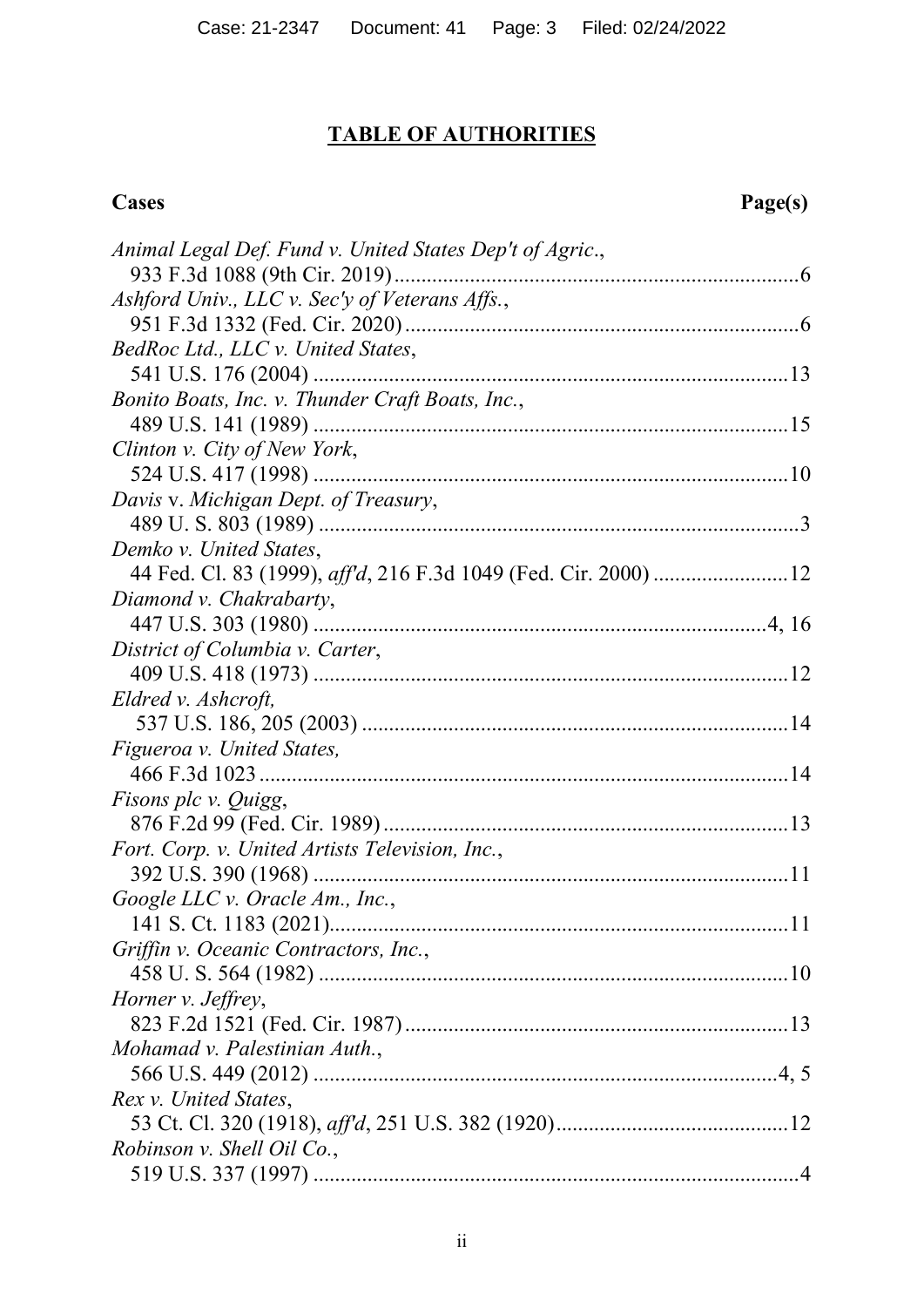# TABLE OF AUTHORITIES

**Cases** **Page(s)**

*Animal Legal Def. Fund v. United States Dep't of Agric.*, 933 F.3d 1088 (9th Cir. 2019) .......... 6

*Ashford Univ., LLC v. Sec'y of Veterans Affs.*, 951 F.3d 1332 (Fed. Cir. 2020) .......... 6

*BedRoc Ltd., LLC v. United States*, 541 U.S. 176 (2004) .......... 13

*Bonito Boats, Inc. v. Thunder Craft Boats, Inc.*, 489 U.S. 141 (1989) .......... 15

*Clinton v. City of New York*, 524 U.S. 417 (1998) .......... 10

*Davis* v. *Michigan Dept. of Treasury*, 489 U. S. 803 (1989) .......... 3

*Demko v. United States*, 44 Fed. Cl. 83 (1999), *aff'd*, 216 F.3d 1049 (Fed. Cir. 2000) .......... 12

*Diamond v. Chakrabarty*, 447 U.S. 303 (1980) .......... 4, 16

*District of Columbia v. Carter*, 409 U.S. 418 (1973) .......... 12

*Eldred v. Ashcroft,* 537 U.S. 186, 205 (2003) .......... 14

*Figueroa v. United States,* 466 F.3d 1023 .......... 14

*Fisons plc v. Quigg*, 876 F.2d 99 (Fed. Cir. 1989) .......... 13

*Fort. Corp. v. United Artists Television, Inc.*, 392 U.S. 390 (1968) .......... 11

*Google LLC v. Oracle Am., Inc.*, 141 S. Ct. 1183 (2021) .......... 11

*Griffin v. Oceanic Contractors, Inc.*, 458 U. S. 564 (1982) .......... 10

*Horner v. Jeffrey*, 823 F.2d 1521 (Fed. Cir. 1987) .......... 13

*Mohamad v. Palestinian Auth.*, 566 U.S. 449 (2012) .......... 4, 5

*Rex v. United States*, 53 Ct. Cl. 320 (1918), *aff'd*, 251 U.S. 382 (1920) .......... 12

*Robinson v. Shell Oil Co.*, 519 U.S. 337 (1997) .......... 4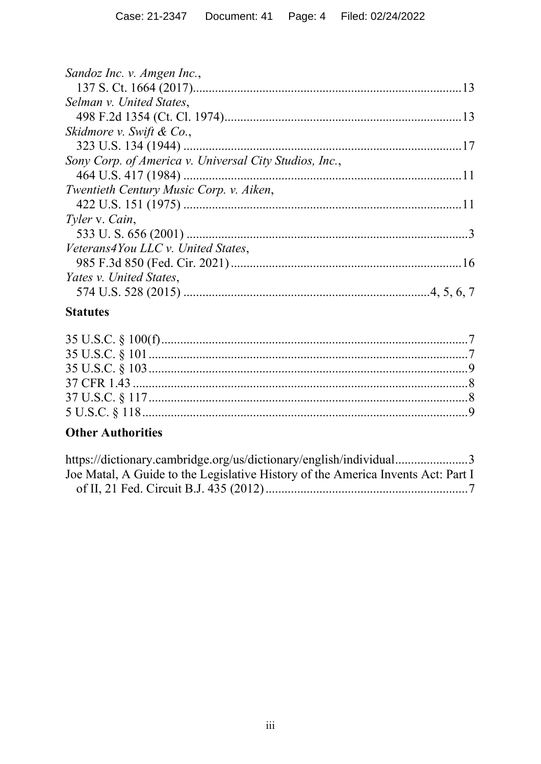*Sandoz Inc. v. Amgen Inc.*,
137 S. Ct. 1664 (2017)....................................................................................13

*Selman v. United States*,
498 F.2d 1354 (Ct. Cl. 1974)..........................................................................13

*Skidmore v. Swift & Co.*,
323 U.S. 134 (1944) ........................................................................................17

*Sony Corp. of America v. Universal City Studios, Inc.*,
464 U.S. 417 (1984) ........................................................................................11

*Twentieth Century Music Corp. v. Aiken*,
422 U.S. 151 (1975) ........................................................................................11

*Tyler* v. *Cain*,
533 U. S. 656 (2001) ........................................................................................3

*Veterans4You LLC v. United States*,
985 F.3d 850 (Fed. Cir. 2021).........................................................................16

*Yates v. United States*,
574 U.S. 528 (2015) ...........................................................................4, 5, 6, 7

**Statutes**

35 U.S.C. § 100(f)................................................................................................7
35 U.S.C. § 101....................................................................................................7
35 U.S.C. § 103....................................................................................................9
37 CFR 1.43 .........................................................................................................8
37 U.S.C. § 117....................................................................................................8
5 U.S.C. § 118......................................................................................................9

**Other Authorities**

https://dictionary.cambridge.org/us/dictionary/english/individual.......................3
Joe Matal, A Guide to the Legislative History of the America Invents Act: Part I of II, 21 Fed. Circuit B.J. 435 (2012)................................................................7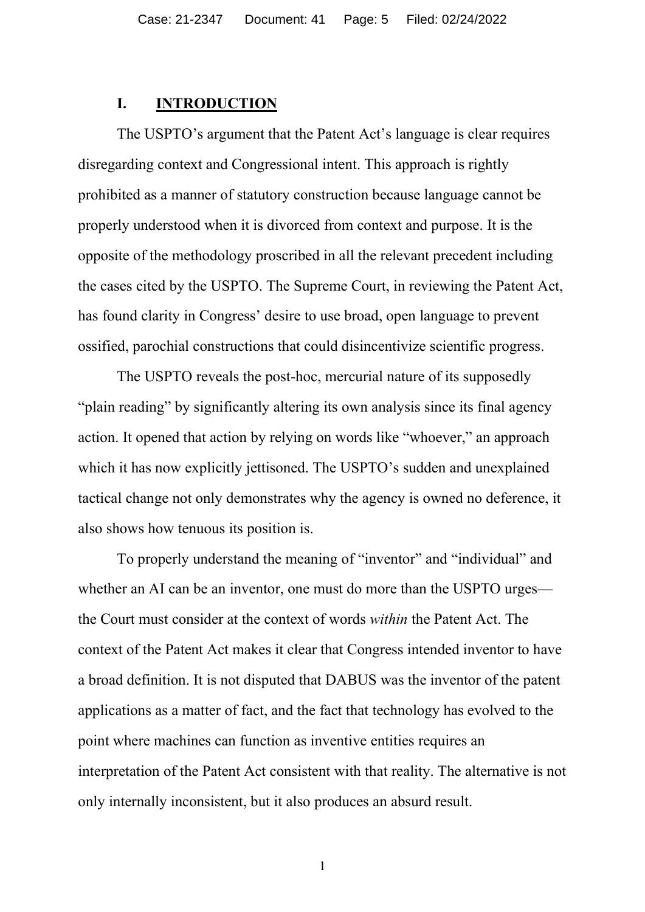## I. INTRODUCTION

The USPTO's argument that the Patent Act's language is clear requires disregarding context and Congressional intent. This approach is rightly prohibited as a manner of statutory construction because language cannot be properly understood when it is divorced from context and purpose. It is the opposite of the methodology proscribed in all the relevant precedent including the cases cited by the USPTO. The Supreme Court, in reviewing the Patent Act, has found clarity in Congress' desire to use broad, open language to prevent ossified, parochial constructions that could disincentivize scientific progress.

The USPTO reveals the post-hoc, mercurial nature of its supposedly "plain reading" by significantly altering its own analysis since its final agency action. It opened that action by relying on words like "whoever," an approach which it has now explicitly jettisoned. The USPTO's sudden and unexplained tactical change not only demonstrates why the agency is owned no deference, it also shows how tenuous its position is.

To properly understand the meaning of "inventor" and "individual" and whether an AI can be an inventor, one must do more than the USPTO urges—the Court must consider at the context of words *within* the Patent Act. The context of the Patent Act makes it clear that Congress intended inventor to have a broad definition. It is not disputed that DABUS was the inventor of the patent applications as a matter of fact, and the fact that technology has evolved to the point where machines can function as inventive entities requires an interpretation of the Patent Act consistent with that reality. The alternative is not only internally inconsistent, but it also produces an absurd result.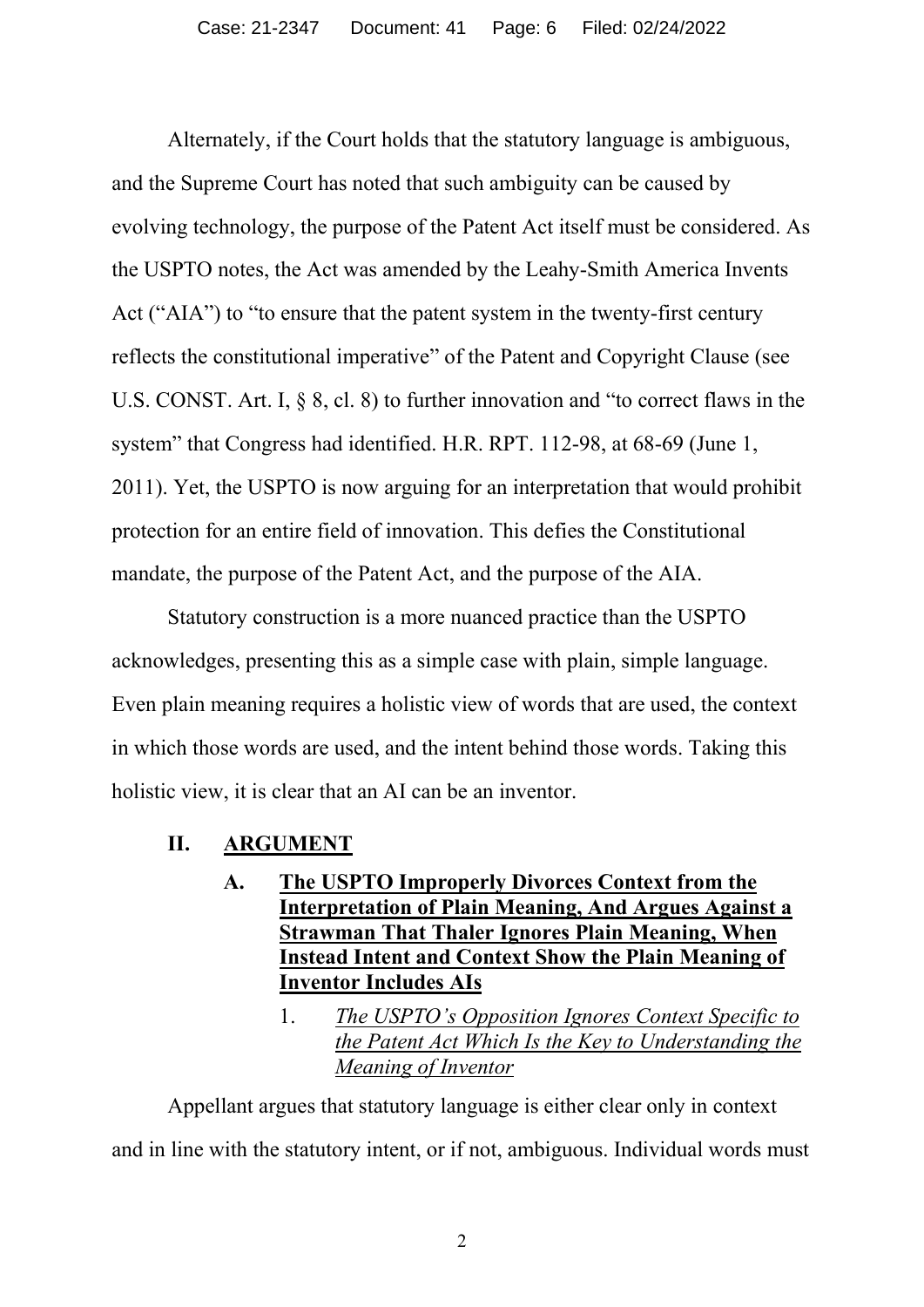Alternately, if the Court holds that the statutory language is ambiguous, and the Supreme Court has noted that such ambiguity can be caused by evolving technology, the purpose of the Patent Act itself must be considered. As the USPTO notes, the Act was amended by the Leahy-Smith America Invents Act ("AIA") to "to ensure that the patent system in the twenty-first century reflects the constitutional imperative" of the Patent and Copyright Clause (see U.S. CONST. Art. I, § 8, cl. 8) to further innovation and "to correct flaws in the system" that Congress had identified. H.R. RPT. 112-98, at 68-69 (June 1, 2011). Yet, the USPTO is now arguing for an interpretation that would prohibit protection for an entire field of innovation. This defies the Constitutional mandate, the purpose of the Patent Act, and the purpose of the AIA.

Statutory construction is a more nuanced practice than the USPTO acknowledges, presenting this as a simple case with plain, simple language. Even plain meaning requires a holistic view of words that are used, the context in which those words are used, and the intent behind those words. Taking this holistic view, it is clear that an AI can be an inventor.

## II. ARGUMENT

### A. The USPTO Improperly Divorces Context from the Interpretation of Plain Meaning, And Argues Against a Strawman That Thaler Ignores Plain Meaning, When Instead Intent and Context Show the Plain Meaning of Inventor Includes AIs

#### 1. *The USPTO's Opposition Ignores Context Specific to the Patent Act Which Is the Key to Understanding the Meaning of Inventor*

Appellant argues that statutory language is either clear only in context and in line with the statutory intent, or if not, ambiguous. Individual words must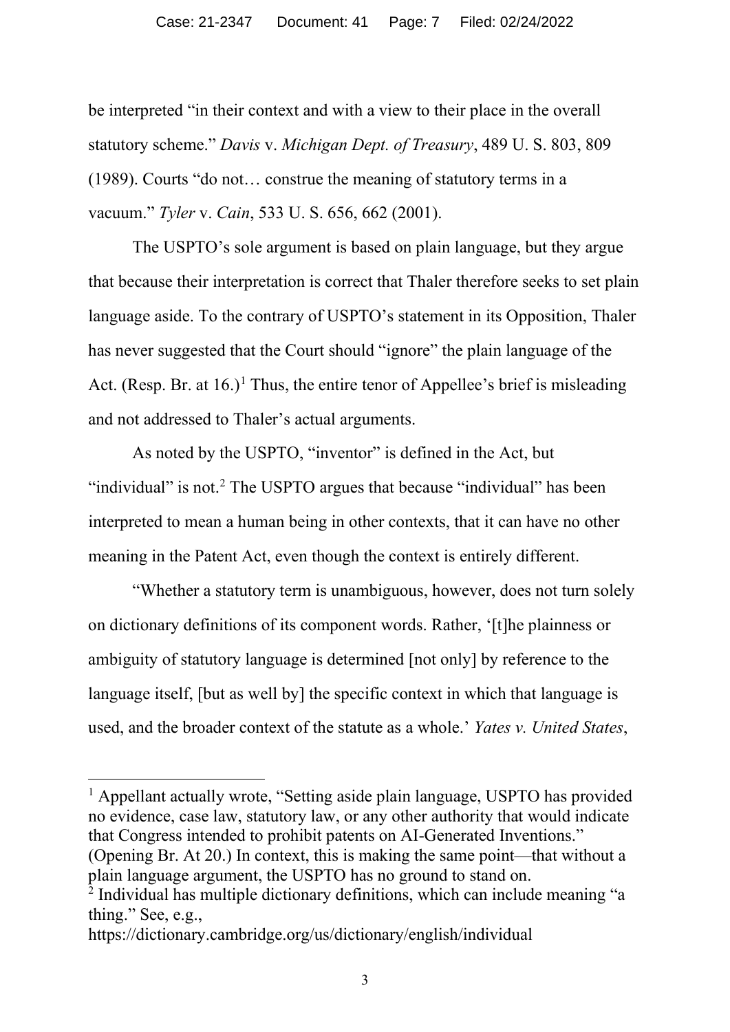be interpreted "in their context and with a view to their place in the overall statutory scheme." *Davis* v. *Michigan Dept. of Treasury*, 489 U. S. 803, 809 (1989). Courts "do not… construe the meaning of statutory terms in a vacuum." *Tyler* v. *Cain*, 533 U. S. 656, 662 (2001).

The USPTO's sole argument is based on plain language, but they argue that because their interpretation is correct that Thaler therefore seeks to set plain language aside. To the contrary of USPTO's statement in its Opposition, Thaler has never suggested that the Court should "ignore" the plain language of the Act. (Resp. Br. at 16.)[1] Thus, the entire tenor of Appellee's brief is misleading and not addressed to Thaler's actual arguments.

As noted by the USPTO, "inventor" is defined in the Act, but "individual" is not.[2] The USPTO argues that because "individual" has been interpreted to mean a human being in other contexts, that it can have no other meaning in the Patent Act, even though the context is entirely different.

"Whether a statutory term is unambiguous, however, does not turn solely on dictionary definitions of its component words. Rather, '[t]he plainness or ambiguity of statutory language is determined [not only] by reference to the language itself, [but as well by] the specific context in which that language is used, and the broader context of the statute as a whole.' *Yates v. United States*,

---

[1] Appellant actually wrote, "Setting aside plain language, USPTO has provided no evidence, case law, statutory law, or any other authority that would indicate that Congress intended to prohibit patents on AI-Generated Inventions." (Opening Br. At 20.) In context, this is making the same point—that without a plain language argument, the USPTO has no ground to stand on.

[2] Individual has multiple dictionary definitions, which can include meaning "a thing." See, e.g., https://dictionary.cambridge.org/us/dictionary/english/individual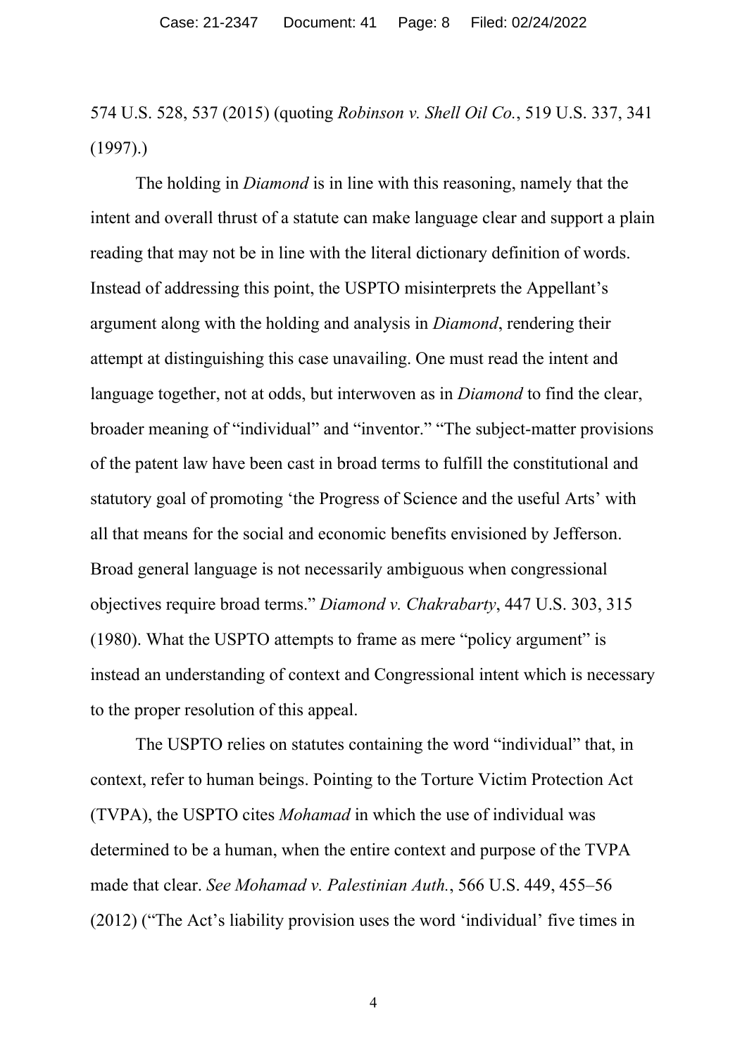574 U.S. 528, 537 (2015) (quoting *Robinson v. Shell Oil Co.*, 519 U.S. 337, 341 (1997).)

The holding in *Diamond* is in line with this reasoning, namely that the intent and overall thrust of a statute can make language clear and support a plain reading that may not be in line with the literal dictionary definition of words. Instead of addressing this point, the USPTO misinterprets the Appellant's argument along with the holding and analysis in *Diamond*, rendering their attempt at distinguishing this case unavailing. One must read the intent and language together, not at odds, but interwoven as in *Diamond* to find the clear, broader meaning of "individual" and "inventor." "The subject-matter provisions of the patent law have been cast in broad terms to fulfill the constitutional and statutory goal of promoting 'the Progress of Science and the useful Arts' with all that means for the social and economic benefits envisioned by Jefferson. Broad general language is not necessarily ambiguous when congressional objectives require broad terms." *Diamond v. Chakrabarty*, 447 U.S. 303, 315 (1980). What the USPTO attempts to frame as mere "policy argument" is instead an understanding of context and Congressional intent which is necessary to the proper resolution of this appeal.

The USPTO relies on statutes containing the word "individual" that, in context, refer to human beings. Pointing to the Torture Victim Protection Act (TVPA), the USPTO cites *Mohamad* in which the use of individual was determined to be a human, when the entire context and purpose of the TVPA made that clear. *See Mohamad v. Palestinian Auth.*, 566 U.S. 449, 455–56 (2012) ("The Act's liability provision uses the word 'individual' five times in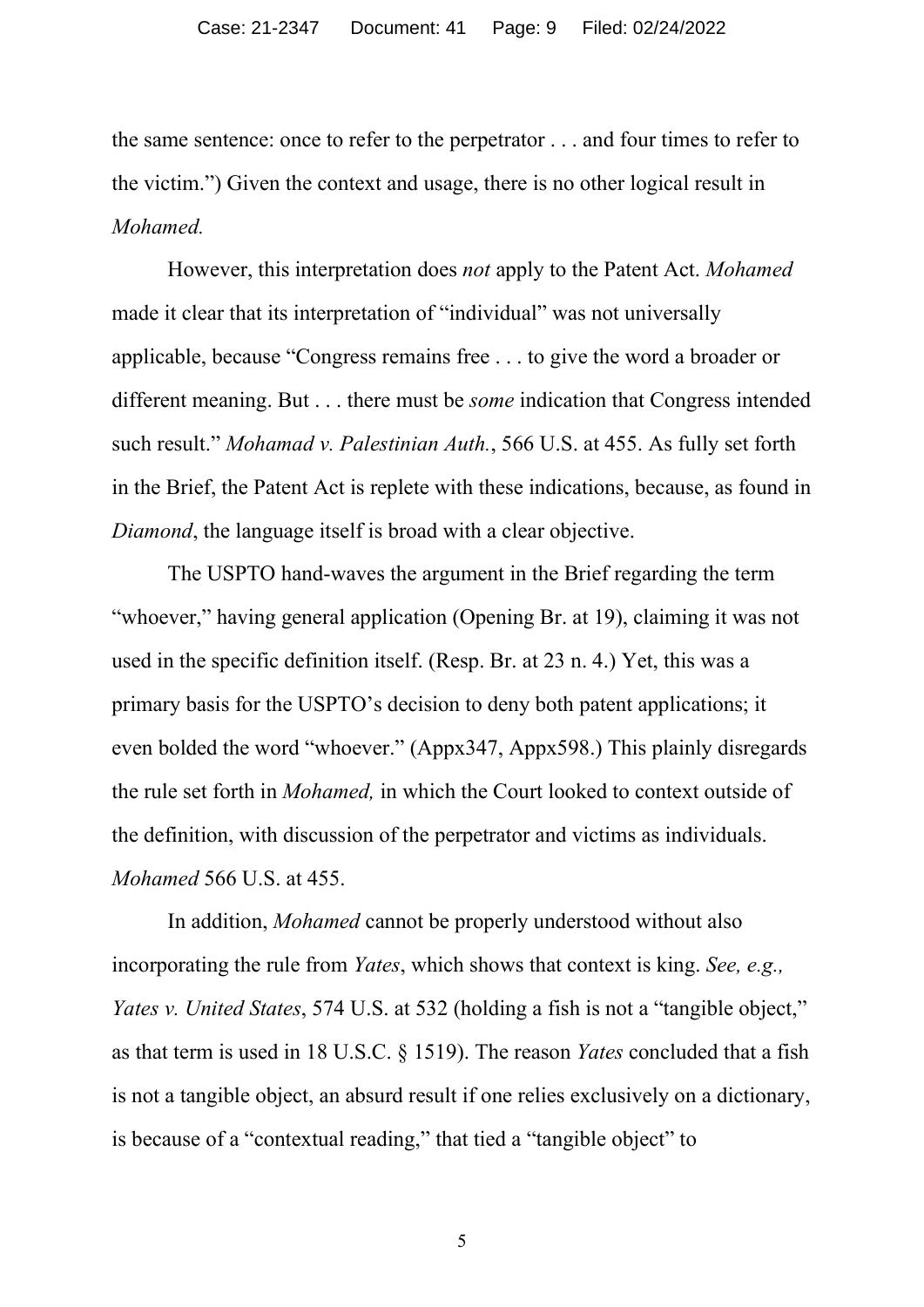the same sentence: once to refer to the perpetrator . . . and four times to refer to the victim.") Given the context and usage, there is no other logical result in *Mohamed.*

However, this interpretation does *not* apply to the Patent Act. *Mohamed* made it clear that its interpretation of "individual" was not universally applicable, because "Congress remains free . . . to give the word a broader or different meaning. But . . . there must be *some* indication that Congress intended such result." *Mohamad v. Palestinian Auth.*, 566 U.S. at 455. As fully set forth in the Brief, the Patent Act is replete with these indications, because, as found in *Diamond*, the language itself is broad with a clear objective.

The USPTO hand-waves the argument in the Brief regarding the term "whoever," having general application (Opening Br. at 19), claiming it was not used in the specific definition itself. (Resp. Br. at 23 n. 4.) Yet, this was a primary basis for the USPTO's decision to deny both patent applications; it even bolded the word "whoever." (Appx347, Appx598.) This plainly disregards the rule set forth in *Mohamed,* in which the Court looked to context outside of the definition, with discussion of the perpetrator and victims as individuals. *Mohamed* 566 U.S. at 455.

In addition, *Mohamed* cannot be properly understood without also incorporating the rule from *Yates*, which shows that context is king. *See, e.g., Yates v. United States*, 574 U.S. at 532 (holding a fish is not a "tangible object," as that term is used in 18 U.S.C. § 1519). The reason *Yates* concluded that a fish is not a tangible object, an absurd result if one relies exclusively on a dictionary, is because of a "contextual reading," that tied a "tangible object" to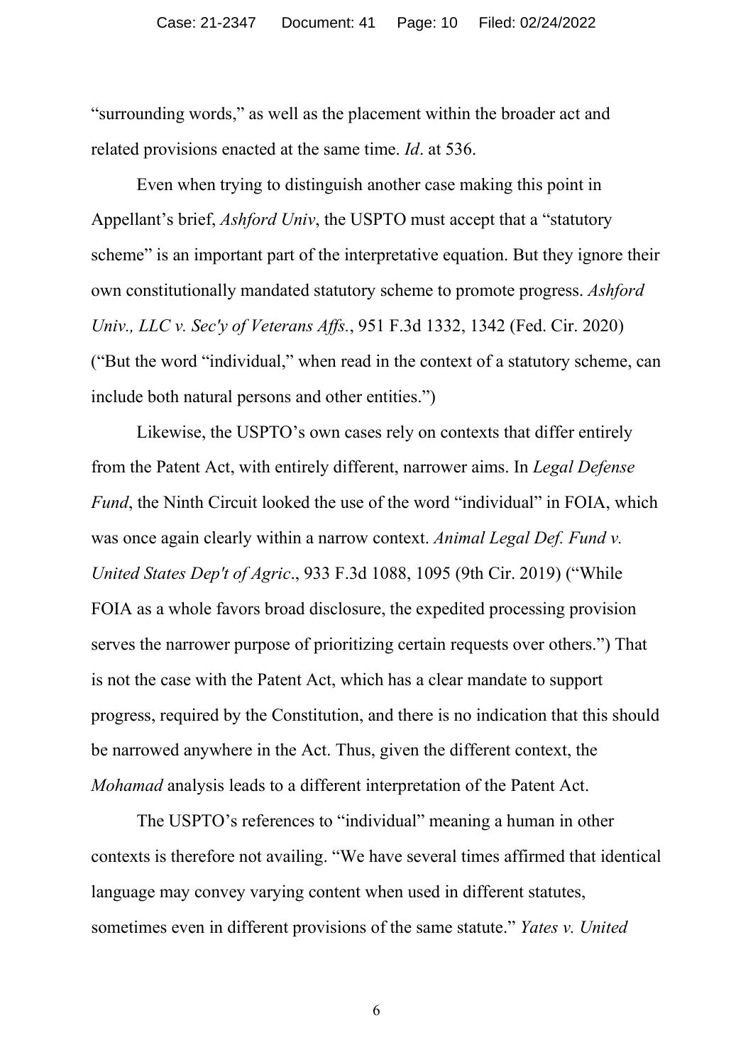"surrounding words," as well as the placement within the broader act and related provisions enacted at the same time. *Id*. at 536.

Even when trying to distinguish another case making this point in Appellant's brief, *Ashford Univ*, the USPTO must accept that a "statutory scheme" is an important part of the interpretative equation. But they ignore their own constitutionally mandated statutory scheme to promote progress. *Ashford Univ., LLC v. Sec'y of Veterans Affs.*, 951 F.3d 1332, 1342 (Fed. Cir. 2020) ("But the word "individual," when read in the context of a statutory scheme, can include both natural persons and other entities.")

Likewise, the USPTO's own cases rely on contexts that differ entirely from the Patent Act, with entirely different, narrower aims. In *Legal Defense Fund*, the Ninth Circuit looked the use of the word "individual" in FOIA, which was once again clearly within a narrow context. *Animal Legal Def. Fund v. United States Dep't of Agric*., 933 F.3d 1088, 1095 (9th Cir. 2019) ("While FOIA as a whole favors broad disclosure, the expedited processing provision serves the narrower purpose of prioritizing certain requests over others.") That is not the case with the Patent Act, which has a clear mandate to support progress, required by the Constitution, and there is no indication that this should be narrowed anywhere in the Act. Thus, given the different context, the *Mohamad* analysis leads to a different interpretation of the Patent Act.

The USPTO's references to "individual" meaning a human in other contexts is therefore not availing. "We have several times affirmed that identical language may convey varying content when used in different statutes, sometimes even in different provisions of the same statute." *Yates v. United*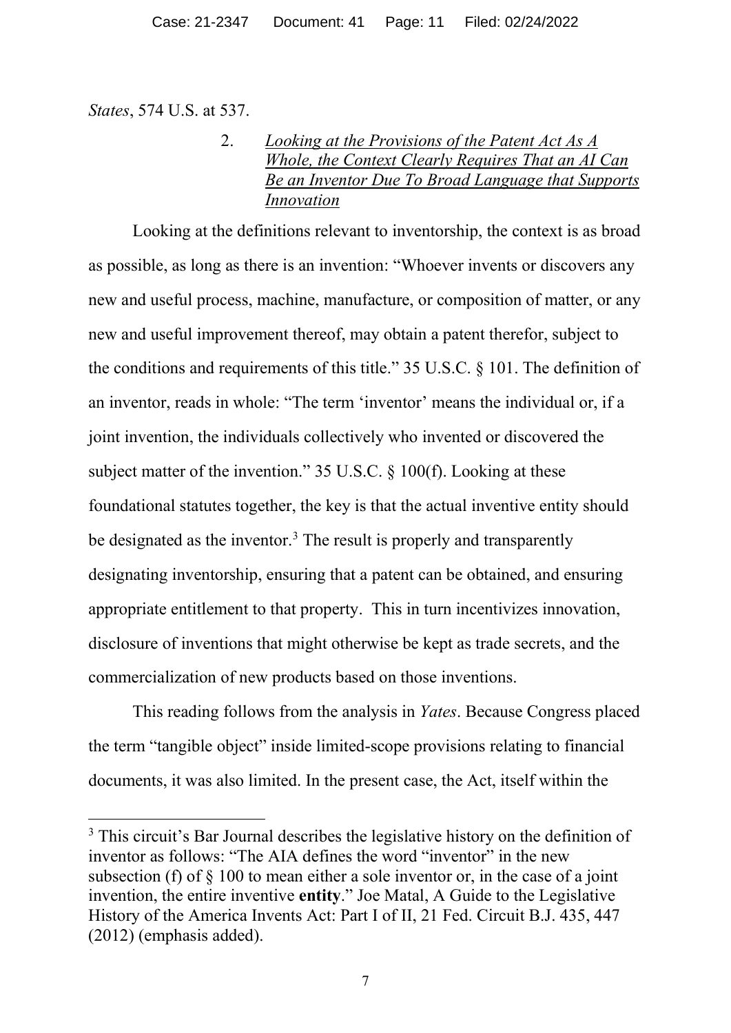*States*, 574 U.S. at 537.

### 2. *Looking at the Provisions of the Patent Act As A Whole, the Context Clearly Requires That an AI Can Be an Inventor Due To Broad Language that Supports Innovation*

Looking at the definitions relevant to inventorship, the context is as broad as possible, as long as there is an invention: "Whoever invents or discovers any new and useful process, machine, manufacture, or composition of matter, or any new and useful improvement thereof, may obtain a patent therefor, subject to the conditions and requirements of this title." 35 U.S.C. § 101. The definition of an inventor, reads in whole: "The term 'inventor' means the individual or, if a joint invention, the individuals collectively who invented or discovered the subject matter of the invention." 35 U.S.C. § 100(f). Looking at these foundational statutes together, the key is that the actual inventive entity should be designated as the inventor.[3] The result is properly and transparently designating inventorship, ensuring that a patent can be obtained, and ensuring appropriate entitlement to that property. This in turn incentivizes innovation, disclosure of inventions that might otherwise be kept as trade secrets, and the commercialization of new products based on those inventions.

This reading follows from the analysis in *Yates*. Because Congress placed the term "tangible object" inside limited-scope provisions relating to financial documents, it was also limited. In the present case, the Act, itself within the

---

[3] This circuit's Bar Journal describes the legislative history on the definition of inventor as follows: "The AIA defines the word "inventor" in the new subsection (f) of § 100 to mean either a sole inventor or, in the case of a joint invention, the entire inventive **entity**." Joe Matal, A Guide to the Legislative History of the America Invents Act: Part I of II, 21 Fed. Circuit B.J. 435, 447 (2012) (emphasis added).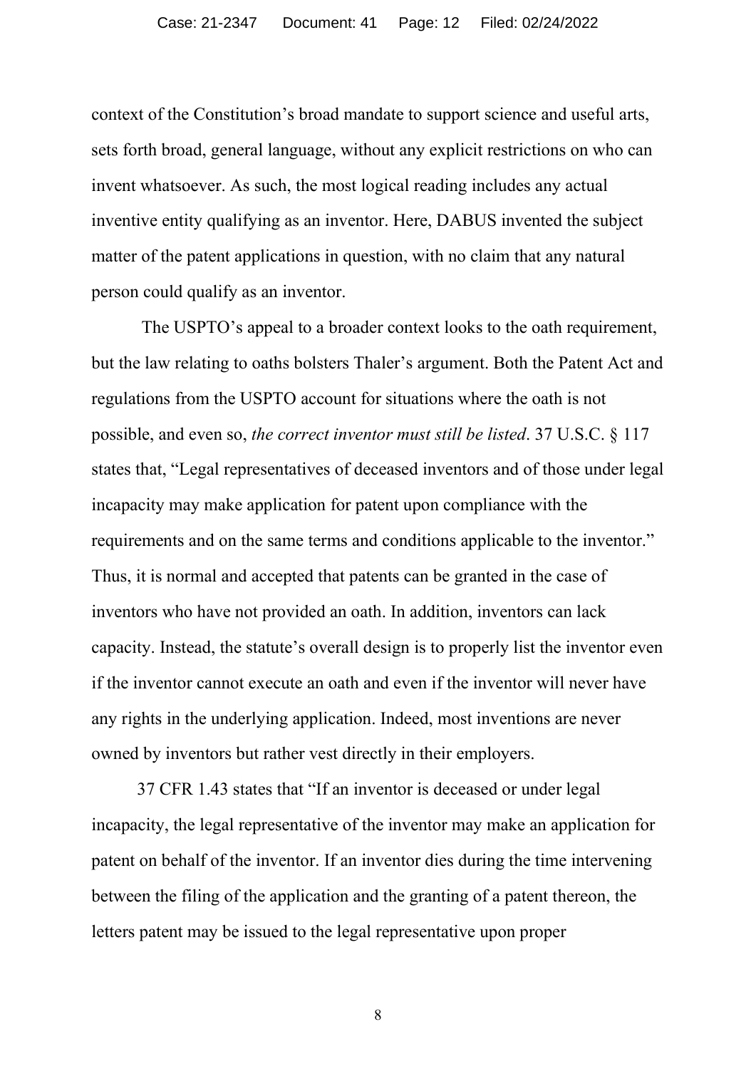context of the Constitution's broad mandate to support science and useful arts, sets forth broad, general language, without any explicit restrictions on who can invent whatsoever. As such, the most logical reading includes any actual inventive entity qualifying as an inventor. Here, DABUS invented the subject matter of the patent applications in question, with no claim that any natural person could qualify as an inventor.

The USPTO's appeal to a broader context looks to the oath requirement, but the law relating to oaths bolsters Thaler's argument. Both the Patent Act and regulations from the USPTO account for situations where the oath is not possible, and even so, *the correct inventor must still be listed*. 37 U.S.C. § 117 states that, "Legal representatives of deceased inventors and of those under legal incapacity may make application for patent upon compliance with the requirements and on the same terms and conditions applicable to the inventor." Thus, it is normal and accepted that patents can be granted in the case of inventors who have not provided an oath. In addition, inventors can lack capacity. Instead, the statute's overall design is to properly list the inventor even if the inventor cannot execute an oath and even if the inventor will never have any rights in the underlying application. Indeed, most inventions are never owned by inventors but rather vest directly in their employers.

37 CFR 1.43 states that "If an inventor is deceased or under legal incapacity, the legal representative of the inventor may make an application for patent on behalf of the inventor. If an inventor dies during the time intervening between the filing of the application and the granting of a patent thereon, the letters patent may be issued to the legal representative upon proper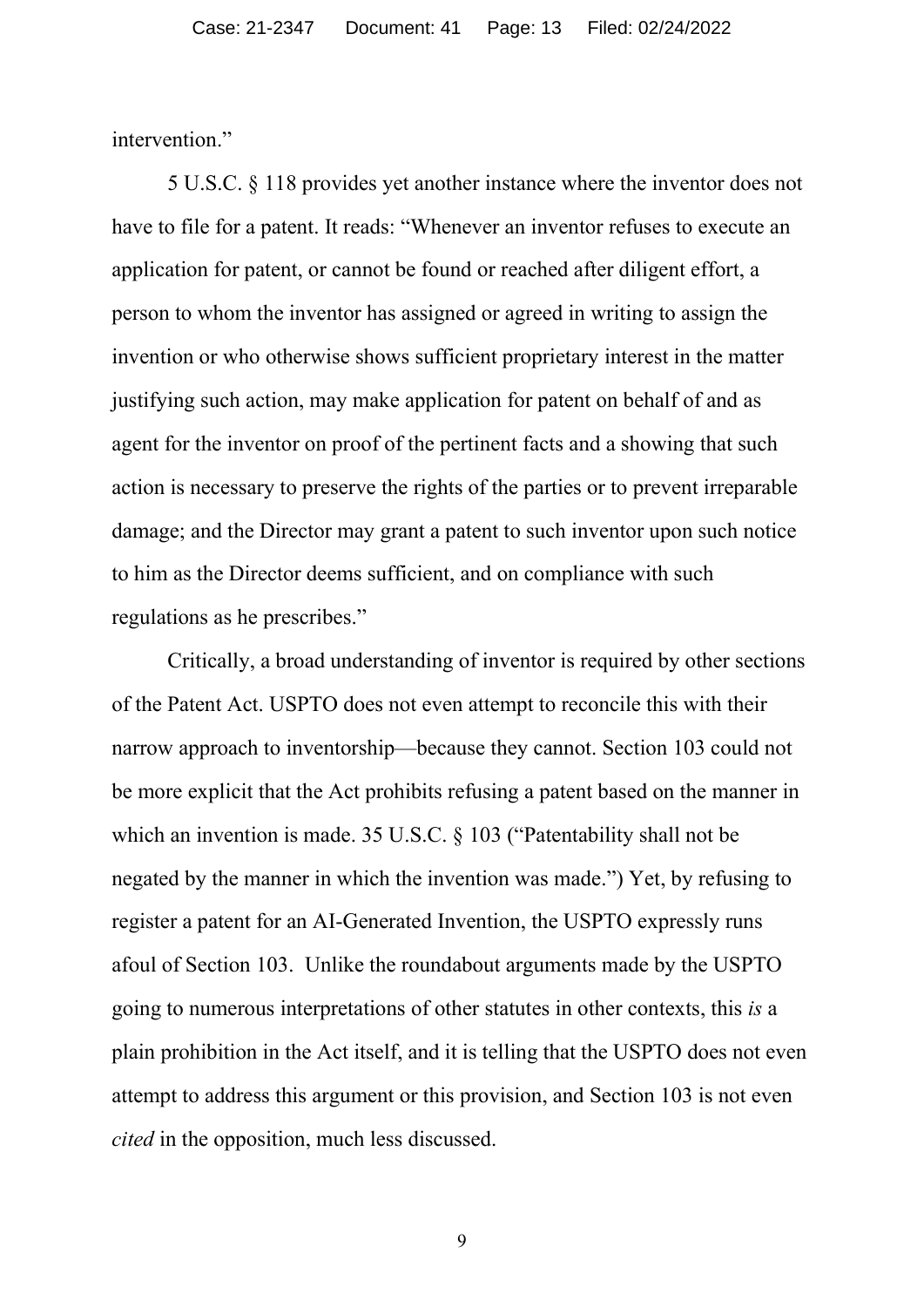intervention."

5 U.S.C. § 118 provides yet another instance where the inventor does not have to file for a patent. It reads: "Whenever an inventor refuses to execute an application for patent, or cannot be found or reached after diligent effort, a person to whom the inventor has assigned or agreed in writing to assign the invention or who otherwise shows sufficient proprietary interest in the matter justifying such action, may make application for patent on behalf of and as agent for the inventor on proof of the pertinent facts and a showing that such action is necessary to preserve the rights of the parties or to prevent irreparable damage; and the Director may grant a patent to such inventor upon such notice to him as the Director deems sufficient, and on compliance with such regulations as he prescribes."

Critically, a broad understanding of inventor is required by other sections of the Patent Act. USPTO does not even attempt to reconcile this with their narrow approach to inventorship—because they cannot. Section 103 could not be more explicit that the Act prohibits refusing a patent based on the manner in which an invention is made. 35 U.S.C. § 103 ("Patentability shall not be negated by the manner in which the invention was made.") Yet, by refusing to register a patent for an AI-Generated Invention, the USPTO expressly runs afoul of Section 103. Unlike the roundabout arguments made by the USPTO going to numerous interpretations of other statutes in other contexts, this *is* a plain prohibition in the Act itself, and it is telling that the USPTO does not even attempt to address this argument or this provision, and Section 103 is not even *cited* in the opposition, much less discussed.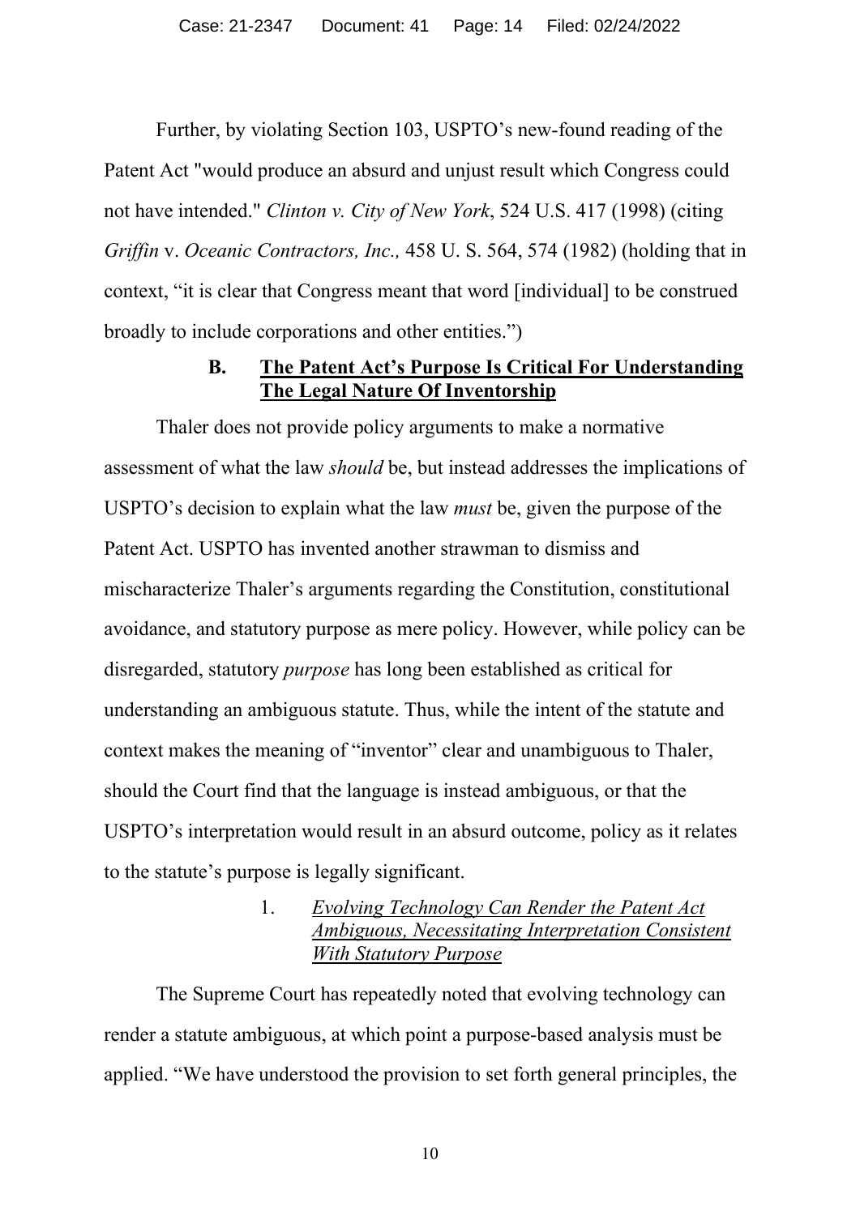Further, by violating Section 103, USPTO's new-found reading of the Patent Act "would produce an absurd and unjust result which Congress could not have intended." *Clinton v. City of New York*, 524 U.S. 417 (1998) (citing *Griffin* v. *Oceanic Contractors, Inc.,* 458 U. S. 564, 574 (1982) (holding that in context, "it is clear that Congress meant that word [individual] to be construed broadly to include corporations and other entities.")

### B. <u>The Patent Act's Purpose Is Critical For Understanding The Legal Nature Of Inventorship</u>

Thaler does not provide policy arguments to make a normative assessment of what the law *should* be, but instead addresses the implications of USPTO's decision to explain what the law *must* be, given the purpose of the Patent Act. USPTO has invented another strawman to dismiss and mischaracterize Thaler's arguments regarding the Constitution, constitutional avoidance, and statutory purpose as mere policy. However, while policy can be disregarded, statutory *purpose* has long been established as critical for understanding an ambiguous statute. Thus, while the intent of the statute and context makes the meaning of "inventor" clear and unambiguous to Thaler, should the Court find that the language is instead ambiguous, or that the USPTO's interpretation would result in an absurd outcome, policy as it relates to the statute's purpose is legally significant.

#### 1. <u>*Evolving Technology Can Render the Patent Act Ambiguous, Necessitating Interpretation Consistent With Statutory Purpose*</u>

The Supreme Court has repeatedly noted that evolving technology can render a statute ambiguous, at which point a purpose-based analysis must be applied. "We have understood the provision to set forth general principles, the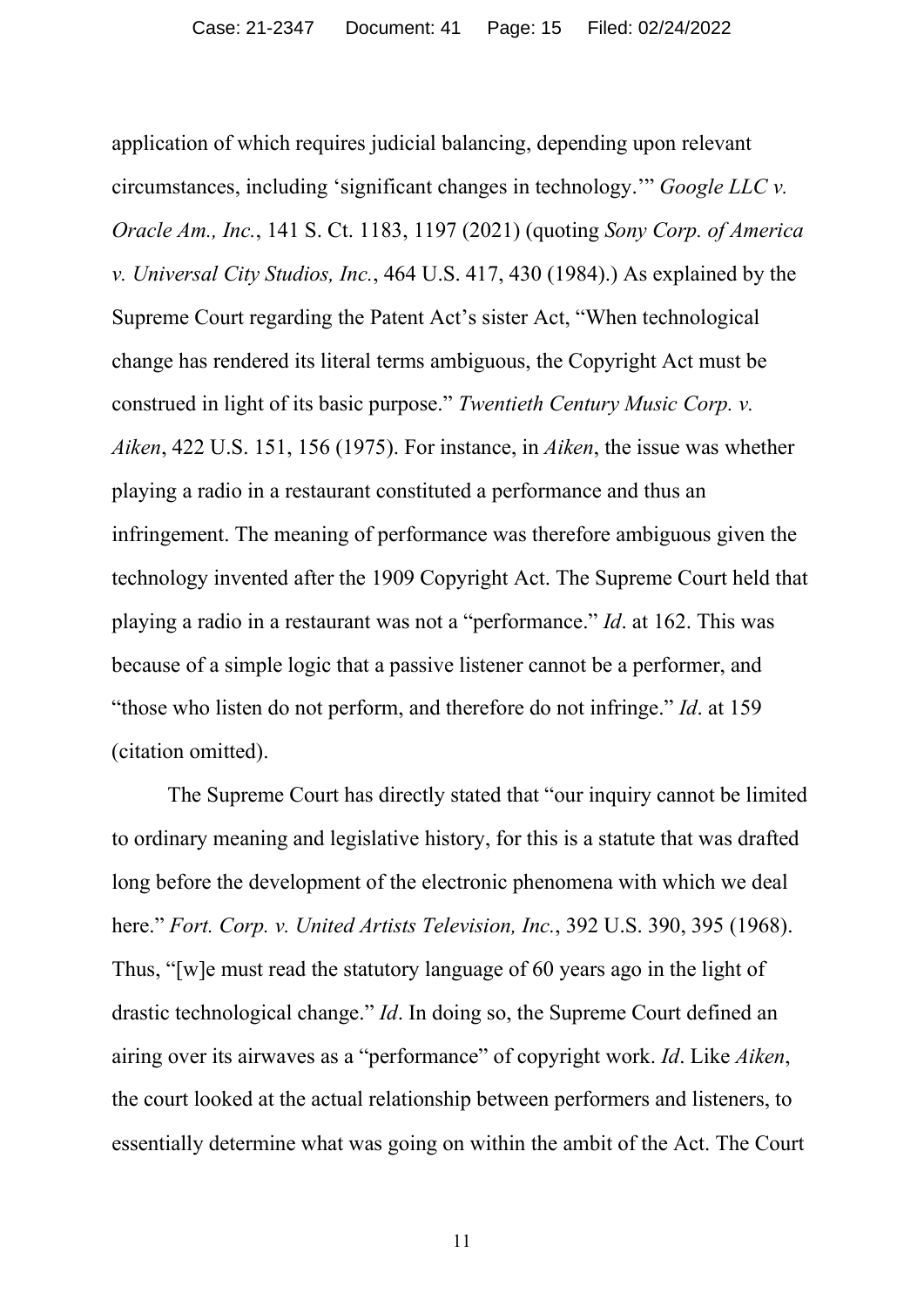application of which requires judicial balancing, depending upon relevant circumstances, including 'significant changes in technology.'" *Google LLC v. Oracle Am., Inc.*, 141 S. Ct. 1183, 1197 (2021) (quoting *Sony Corp. of America v. Universal City Studios, Inc.*, 464 U.S. 417, 430 (1984).) As explained by the Supreme Court regarding the Patent Act's sister Act, "When technological change has rendered its literal terms ambiguous, the Copyright Act must be construed in light of its basic purpose." *Twentieth Century Music Corp. v. Aiken*, 422 U.S. 151, 156 (1975). For instance, in *Aiken*, the issue was whether playing a radio in a restaurant constituted a performance and thus an infringement. The meaning of performance was therefore ambiguous given the technology invented after the 1909 Copyright Act. The Supreme Court held that playing a radio in a restaurant was not a "performance." *Id*. at 162. This was because of a simple logic that a passive listener cannot be a performer, and "those who listen do not perform, and therefore do not infringe." *Id*. at 159 (citation omitted).

The Supreme Court has directly stated that "our inquiry cannot be limited to ordinary meaning and legislative history, for this is a statute that was drafted long before the development of the electronic phenomena with which we deal here." *Fort. Corp. v. United Artists Television, Inc.*, 392 U.S. 390, 395 (1968). Thus, "[w]e must read the statutory language of 60 years ago in the light of drastic technological change." *Id*. In doing so, the Supreme Court defined an airing over its airwaves as a "performance" of copyright work. *Id*. Like *Aiken*, the court looked at the actual relationship between performers and listeners, to essentially determine what was going on within the ambit of the Act. The Court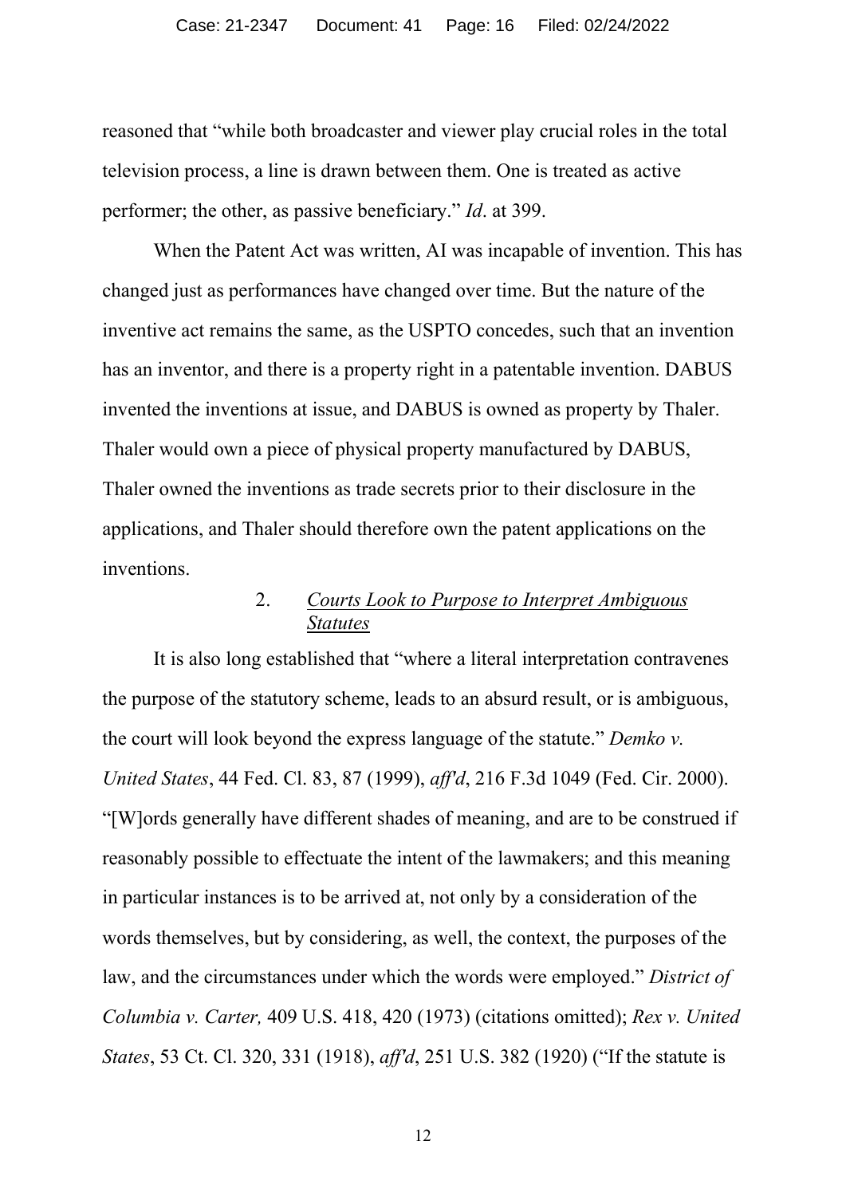reasoned that "while both broadcaster and viewer play crucial roles in the total television process, a line is drawn between them. One is treated as active performer; the other, as passive beneficiary." *Id*. at 399.

When the Patent Act was written, AI was incapable of invention. This has changed just as performances have changed over time. But the nature of the inventive act remains the same, as the USPTO concedes, such that an invention has an inventor, and there is a property right in a patentable invention. DABUS invented the inventions at issue, and DABUS is owned as property by Thaler. Thaler would own a piece of physical property manufactured by DABUS, Thaler owned the inventions as trade secrets prior to their disclosure in the applications, and Thaler should therefore own the patent applications on the inventions.

#### 2. *<u>Courts Look to Purpose to Interpret Ambiguous Statutes</u>*

It is also long established that "where a literal interpretation contravenes the purpose of the statutory scheme, leads to an absurd result, or is ambiguous, the court will look beyond the express language of the statute." *Demko v. United States*, 44 Fed. Cl. 83, 87 (1999), *aff'd*, 216 F.3d 1049 (Fed. Cir. 2000). "[W]ords generally have different shades of meaning, and are to be construed if reasonably possible to effectuate the intent of the lawmakers; and this meaning in particular instances is to be arrived at, not only by a consideration of the words themselves, but by considering, as well, the context, the purposes of the law, and the circumstances under which the words were employed." *District of Columbia v. Carter,* 409 U.S. 418, 420 (1973) (citations omitted); *Rex v. United States*, 53 Ct. Cl. 320, 331 (1918), *aff'd*, 251 U.S. 382 (1920) ("If the statute is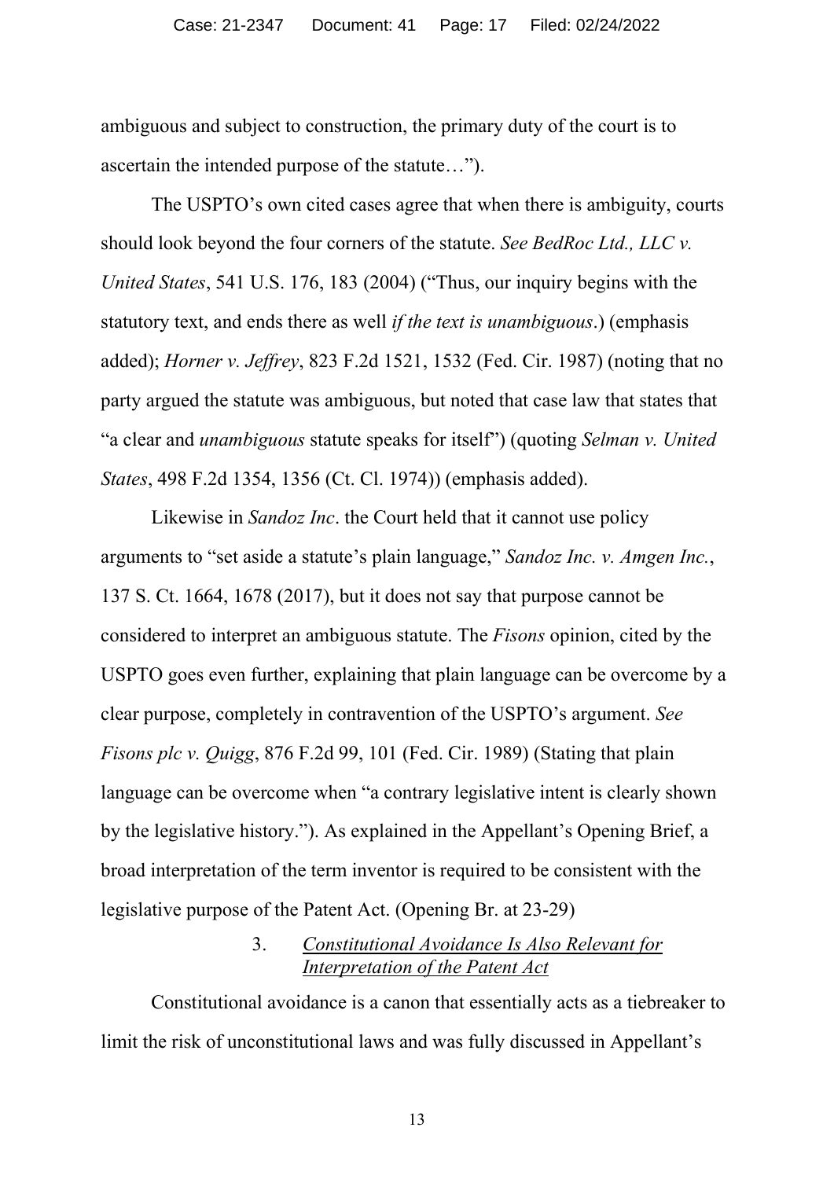ambiguous and subject to construction, the primary duty of the court is to ascertain the intended purpose of the statute…").

The USPTO's own cited cases agree that when there is ambiguity, courts should look beyond the four corners of the statute. *See BedRoc Ltd., LLC v. United States*, 541 U.S. 176, 183 (2004) ("Thus, our inquiry begins with the statutory text, and ends there as well *if the text is unambiguous*.) (emphasis added); *Horner v. Jeffrey*, 823 F.2d 1521, 1532 (Fed. Cir. 1987) (noting that no party argued the statute was ambiguous, but noted that case law that states that "a clear and *unambiguous* statute speaks for itself") (quoting *Selman v. United States*, 498 F.2d 1354, 1356 (Ct. Cl. 1974)) (emphasis added).

Likewise in *Sandoz Inc*. the Court held that it cannot use policy arguments to "set aside a statute's plain language," *Sandoz Inc. v. Amgen Inc.*, 137 S. Ct. 1664, 1678 (2017), but it does not say that purpose cannot be considered to interpret an ambiguous statute. The *Fisons* opinion, cited by the USPTO goes even further, explaining that plain language can be overcome by a clear purpose, completely in contravention of the USPTO's argument. *See Fisons plc v. Quigg*, 876 F.2d 99, 101 (Fed. Cir. 1989) (Stating that plain language can be overcome when "a contrary legislative intent is clearly shown by the legislative history."). As explained in the Appellant's Opening Brief, a broad interpretation of the term inventor is required to be consistent with the legislative purpose of the Patent Act. (Opening Br. at 23-29)

### 3. *Constitutional Avoidance Is Also Relevant for Interpretation of the Patent Act*

Constitutional avoidance is a canon that essentially acts as a tiebreaker to limit the risk of unconstitutional laws and was fully discussed in Appellant's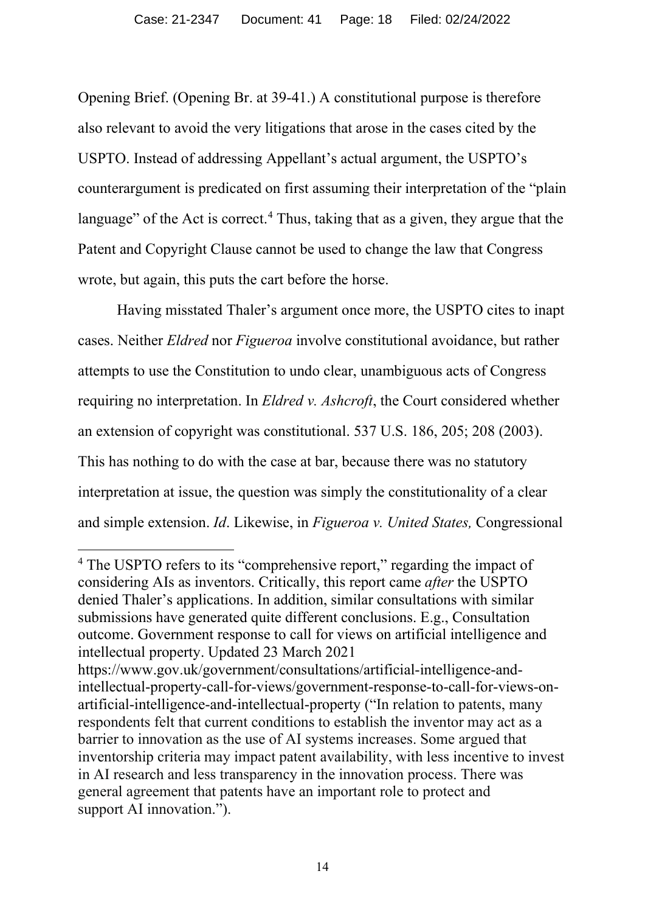Opening Brief. (Opening Br. at 39-41.) A constitutional purpose is therefore also relevant to avoid the very litigations that arose in the cases cited by the USPTO. Instead of addressing Appellant's actual argument, the USPTO's counterargument is predicated on first assuming their interpretation of the "plain language" of the Act is correct.[4] Thus, taking that as a given, they argue that the Patent and Copyright Clause cannot be used to change the law that Congress wrote, but again, this puts the cart before the horse.

Having misstated Thaler's argument once more, the USPTO cites to inapt cases. Neither *Eldred* nor *Figueroa* involve constitutional avoidance, but rather attempts to use the Constitution to undo clear, unambiguous acts of Congress requiring no interpretation. In *Eldred v. Ashcroft*, the Court considered whether an extension of copyright was constitutional. 537 U.S. 186, 205; 208 (2003). This has nothing to do with the case at bar, because there was no statutory interpretation at issue, the question was simply the constitutionality of a clear and simple extension. *Id*. Likewise, in *Figueroa v. United States,* Congressional

---

[4] The USPTO refers to its "comprehensive report," regarding the impact of considering AIs as inventors. Critically, this report came *after* the USPTO denied Thaler's applications. In addition, similar consultations with similar submissions have generated quite different conclusions. E.g., Consultation outcome. Government response to call for views on artificial intelligence and intellectual property. Updated 23 March 2021 https://www.gov.uk/government/consultations/artificial-intelligence-and-intellectual-property-call-for-views/government-response-to-call-for-views-on-artificial-intelligence-and-intellectual-property ("In relation to patents, many respondents felt that current conditions to establish the inventor may act as a barrier to innovation as the use of AI systems increases. Some argued that inventorship criteria may impact patent availability, with less incentive to invest in AI research and less transparency in the innovation process. There was general agreement that patents have an important role to protect and support AI innovation.").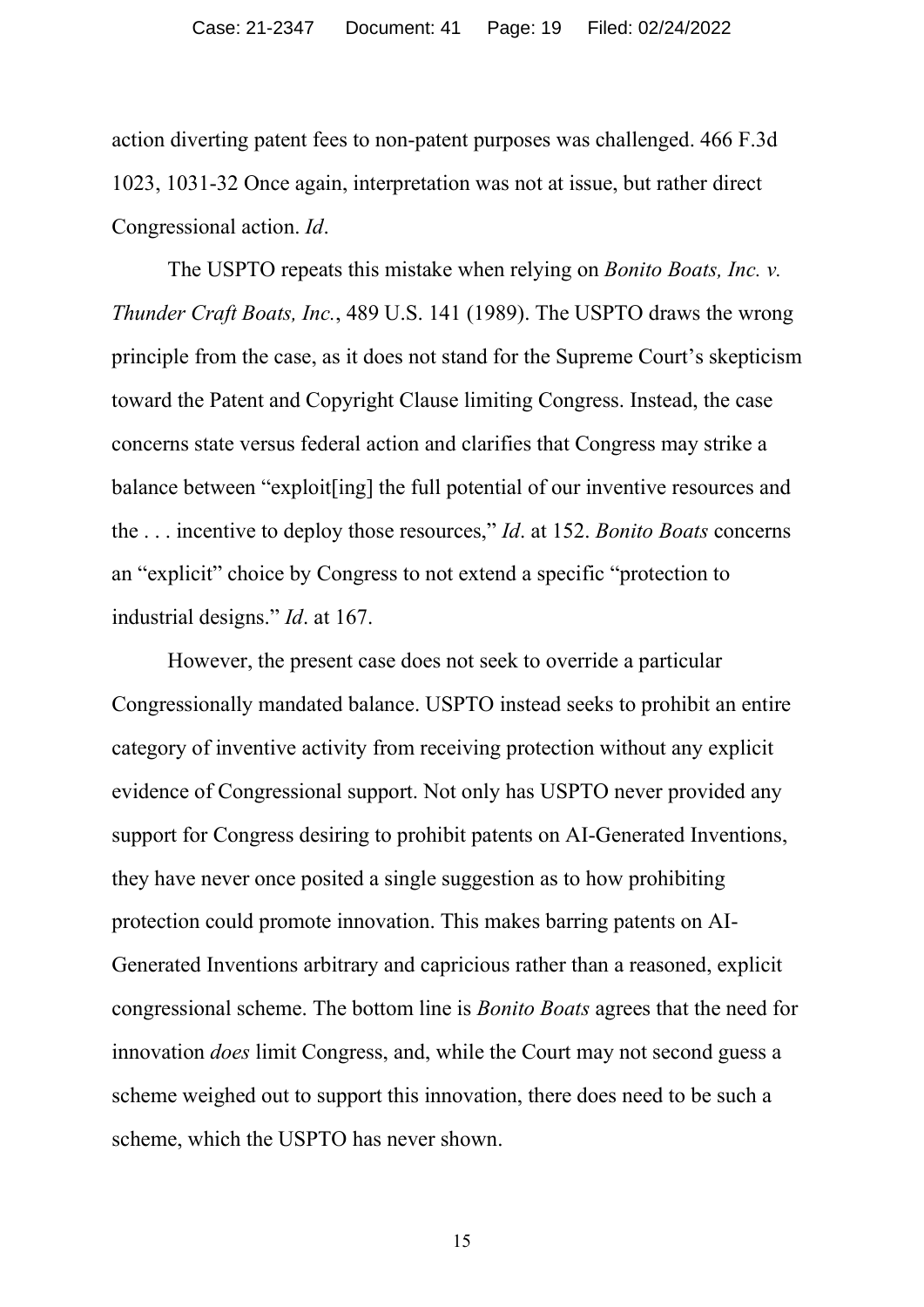action diverting patent fees to non-patent purposes was challenged. 466 F.3d 1023, 1031-32 Once again, interpretation was not at issue, but rather direct Congressional action. *Id*.

The USPTO repeats this mistake when relying on *Bonito Boats, Inc. v. Thunder Craft Boats, Inc.*, 489 U.S. 141 (1989). The USPTO draws the wrong principle from the case, as it does not stand for the Supreme Court's skepticism toward the Patent and Copyright Clause limiting Congress. Instead, the case concerns state versus federal action and clarifies that Congress may strike a balance between "exploit[ing] the full potential of our inventive resources and the . . . incentive to deploy those resources," *Id*. at 152. *Bonito Boats* concerns an "explicit" choice by Congress to not extend a specific "protection to industrial designs." *Id*. at 167.

However, the present case does not seek to override a particular Congressionally mandated balance. USPTO instead seeks to prohibit an entire category of inventive activity from receiving protection without any explicit evidence of Congressional support. Not only has USPTO never provided any support for Congress desiring to prohibit patents on AI-Generated Inventions, they have never once posited a single suggestion as to how prohibiting protection could promote innovation. This makes barring patents on AI-Generated Inventions arbitrary and capricious rather than a reasoned, explicit congressional scheme. The bottom line is *Bonito Boats* agrees that the need for innovation *does* limit Congress, and, while the Court may not second guess a scheme weighed out to support this innovation, there does need to be such a scheme, which the USPTO has never shown.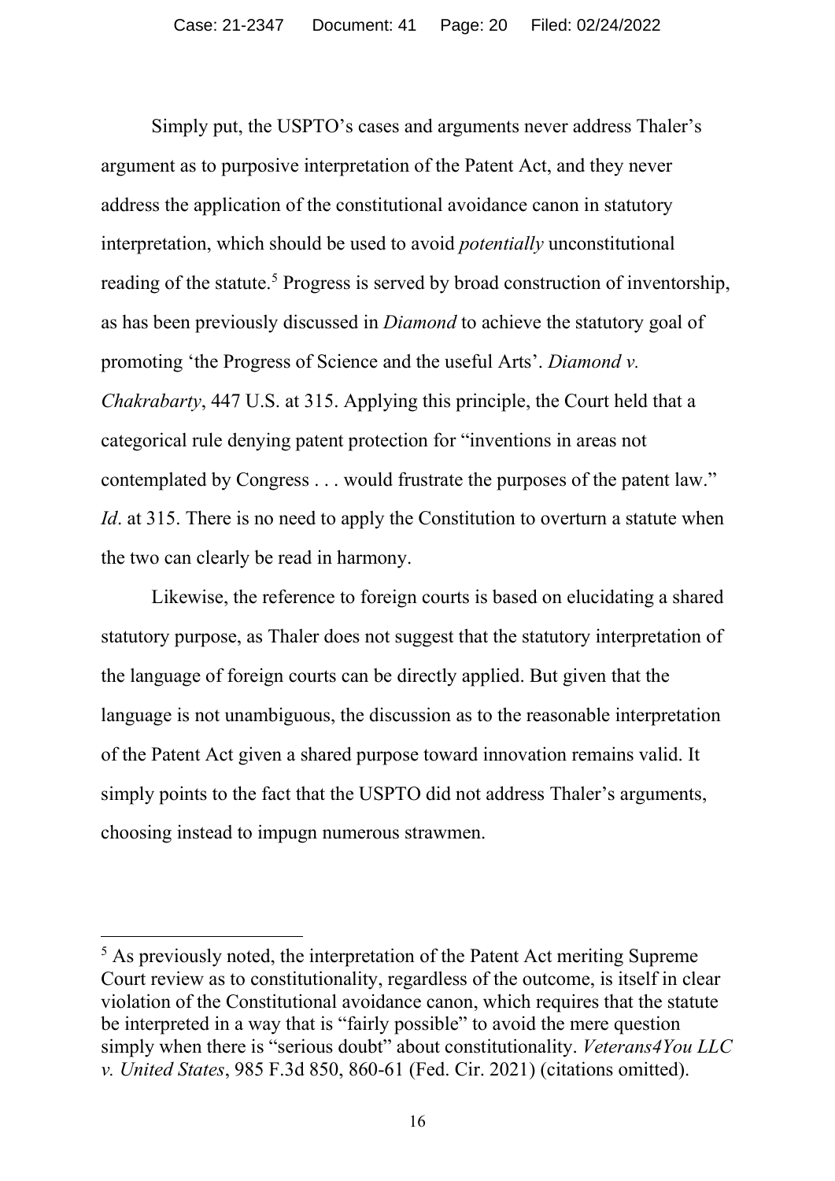Simply put, the USPTO's cases and arguments never address Thaler's argument as to purposive interpretation of the Patent Act, and they never address the application of the constitutional avoidance canon in statutory interpretation, which should be used to avoid *potentially* unconstitutional reading of the statute.[5] Progress is served by broad construction of inventorship, as has been previously discussed in *Diamond* to achieve the statutory goal of promoting 'the Progress of Science and the useful Arts'. *Diamond v. Chakrabarty*, 447 U.S. at 315. Applying this principle, the Court held that a categorical rule denying patent protection for "inventions in areas not contemplated by Congress . . . would frustrate the purposes of the patent law." *Id*. at 315. There is no need to apply the Constitution to overturn a statute when the two can clearly be read in harmony.

Likewise, the reference to foreign courts is based on elucidating a shared statutory purpose, as Thaler does not suggest that the statutory interpretation of the language of foreign courts can be directly applied. But given that the language is not unambiguous, the discussion as to the reasonable interpretation of the Patent Act given a shared purpose toward innovation remains valid. It simply points to the fact that the USPTO did not address Thaler's arguments, choosing instead to impugn numerous strawmen.

---

[5] As previously noted, the interpretation of the Patent Act meriting Supreme Court review as to constitutionality, regardless of the outcome, is itself in clear violation of the Constitutional avoidance canon, which requires that the statute be interpreted in a way that is "fairly possible" to avoid the mere question simply when there is "serious doubt" about constitutionality. *Veterans4You LLC v. United States*, 985 F.3d 850, 860-61 (Fed. Cir. 2021) (citations omitted).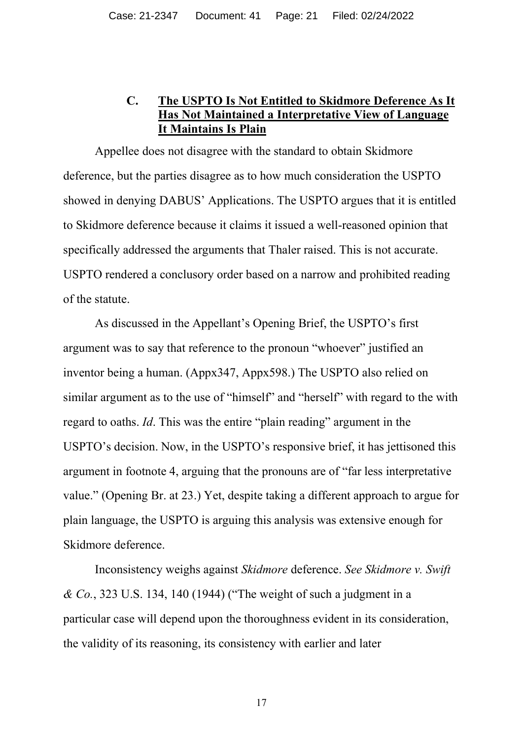### C. The USPTO Is Not Entitled to Skidmore Deference As It Has Not Maintained a Interpretative View of Language It Maintains Is Plain

Appellee does not disagree with the standard to obtain Skidmore deference, but the parties disagree as to how much consideration the USPTO showed in denying DABUS' Applications. The USPTO argues that it is entitled to Skidmore deference because it claims it issued a well-reasoned opinion that specifically addressed the arguments that Thaler raised. This is not accurate. USPTO rendered a conclusory order based on a narrow and prohibited reading of the statute.

As discussed in the Appellant's Opening Brief, the USPTO's first argument was to say that reference to the pronoun "whoever" justified an inventor being a human. (Appx347, Appx598.) The USPTO also relied on similar argument as to the use of "himself" and "herself" with regard to the with regard to oaths. *Id*. This was the entire "plain reading" argument in the USPTO's decision. Now, in the USPTO's responsive brief, it has jettisoned this argument in footnote 4, arguing that the pronouns are of "far less interpretative value." (Opening Br. at 23.) Yet, despite taking a different approach to argue for plain language, the USPTO is arguing this analysis was extensive enough for Skidmore deference.

Inconsistency weighs against *Skidmore* deference. *See Skidmore v. Swift & Co.*, 323 U.S. 134, 140 (1944) ("The weight of such a judgment in a particular case will depend upon the thoroughness evident in its consideration, the validity of its reasoning, its consistency with earlier and later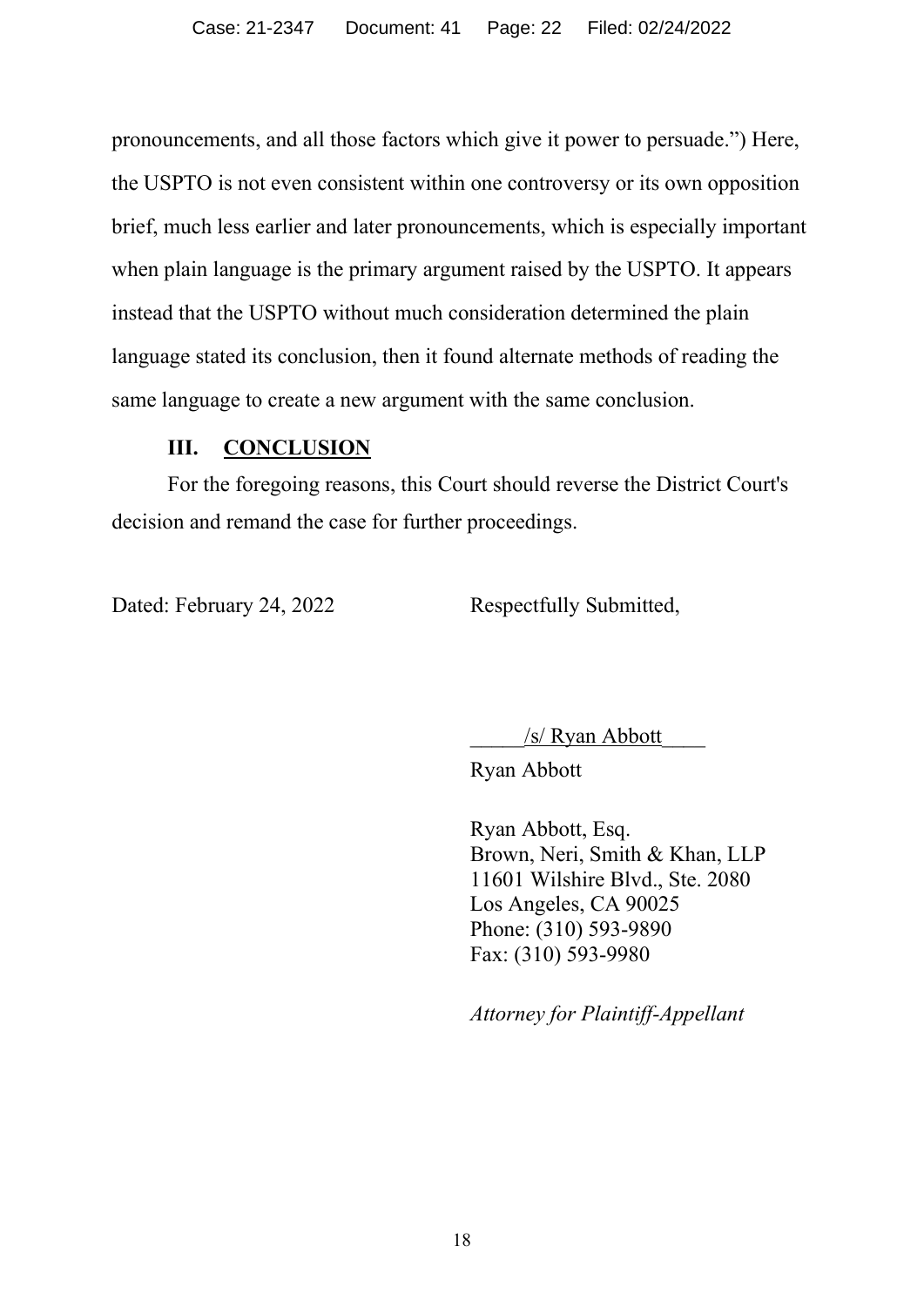pronouncements, and all those factors which give it power to persuade.") Here, the USPTO is not even consistent within one controversy or its own opposition brief, much less earlier and later pronouncements, which is especially important when plain language is the primary argument raised by the USPTO. It appears instead that the USPTO without much consideration determined the plain language stated its conclusion, then it found alternate methods of reading the same language to create a new argument with the same conclusion.

## III. CONCLUSION

For the foregoing reasons, this Court should reverse the District Court's decision and remand the case for further proceedings.

Dated: February 24, 2022

Respectfully Submitted,

/s/ Ryan Abbott

Ryan Abbott

Ryan Abbott, Esq.
Brown, Neri, Smith & Khan, LLP
11601 Wilshire Blvd., Ste. 2080
Los Angeles, CA 90025
Phone: (310) 593-9890
Fax: (310) 593-9980

*Attorney for Plaintiff-Appellant*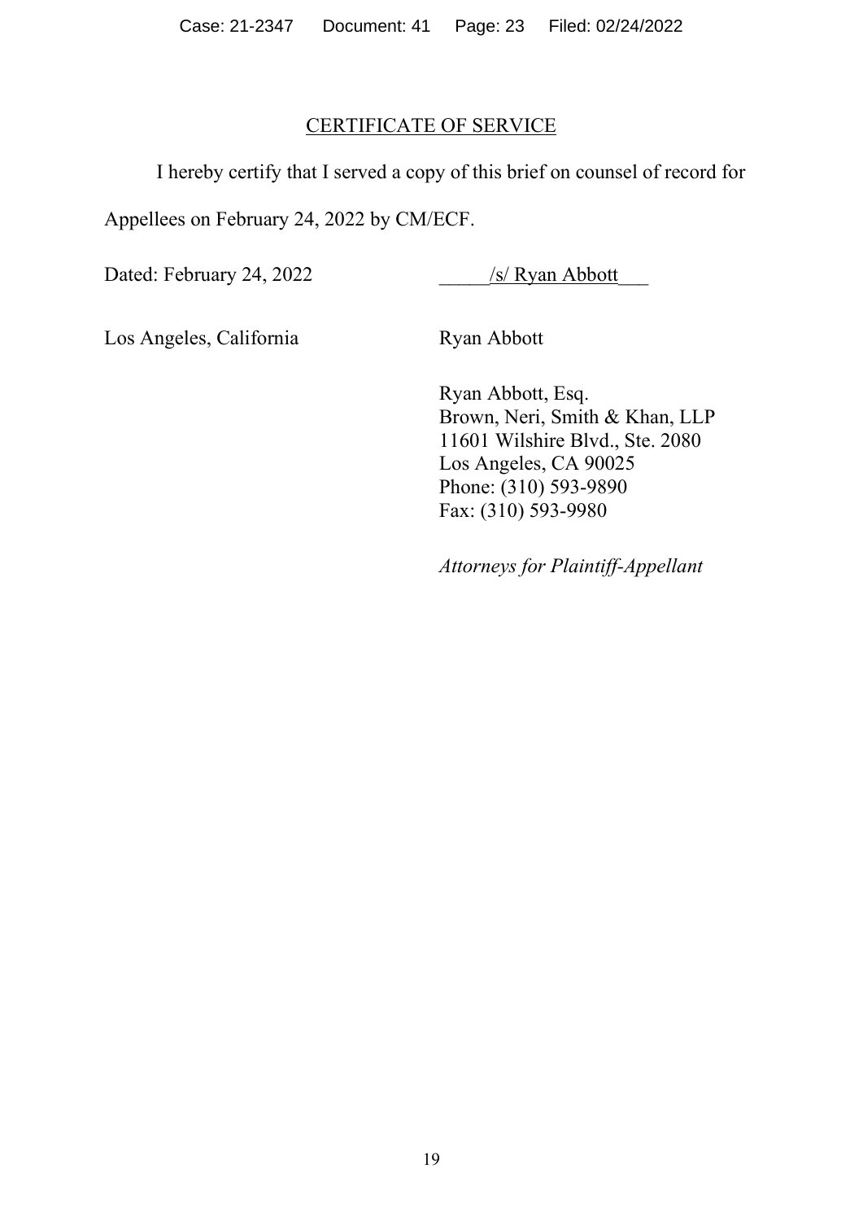## CERTIFICATE OF SERVICE

I hereby certify that I served a copy of this brief on counsel of record for Appellees on February 24, 2022 by CM/ECF.

Dated: February 24, 2022 &nbsp;&nbsp;&nbsp;&nbsp;&nbsp;&nbsp;&nbsp;&nbsp; _____/s/ Ryan Abbott___

Los Angeles, California &nbsp;&nbsp;&nbsp;&nbsp;&nbsp;&nbsp;&nbsp;&nbsp; Ryan Abbott

Ryan Abbott, Esq.
Brown, Neri, Smith & Khan, LLP
11601 Wilshire Blvd., Ste. 2080
Los Angeles, CA 90025
Phone: (310) 593-9890
Fax: (310) 593-9980

*Attorneys for Plaintiff-Appellant*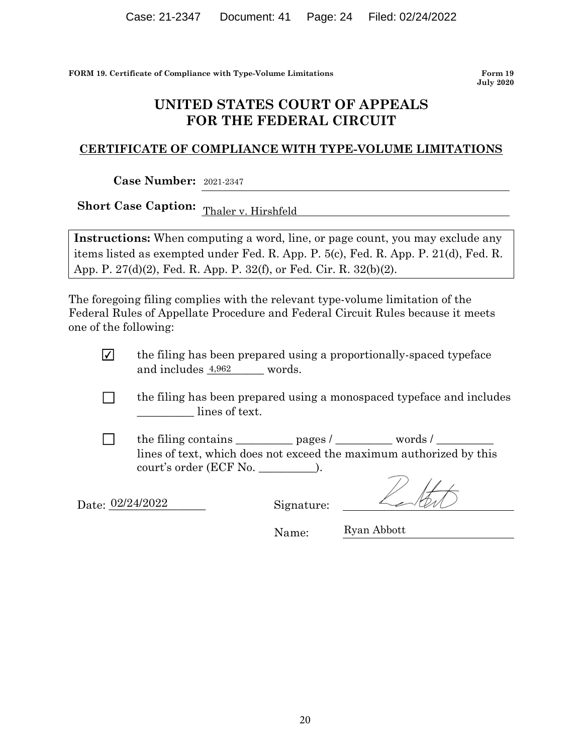FORM 19. Certificate of Compliance with Type-Volume Limitations

Form 19
July 2020

# UNITED STATES COURT OF APPEALS FOR THE FEDERAL CIRCUIT

## CERTIFICATE OF COMPLIANCE WITH TYPE-VOLUME LIMITATIONS

**Case Number:** 2021-2347

**Short Case Caption:** Thaler v. Hirshfeld

**Instructions:** When computing a word, line, or page count, you may exclude any items listed as exempted under Fed. R. App. P. 5(c), Fed. R. App. P. 21(d), Fed. R. App. P. 27(d)(2), Fed. R. App. P. 32(f), or Fed. Cir. R. 32(b)(2).

The foregoing filing complies with the relevant type-volume limitation of the Federal Rules of Appellate Procedure and Federal Circuit Rules because it meets one of the following:

- ☑ the filing has been prepared using a proportionally-spaced typeface and includes 4,962 words.
- ☐ the filing has been prepared using a monospaced typeface and includes __________ lines of text.
- ☐ the filing contains __________ pages / __________ words / __________ lines of text, which does not exceed the maximum authorized by this court's order (ECF No. __________).

Date: 02/24/2022

Signature: [signature]

Name: Ryan Abbott